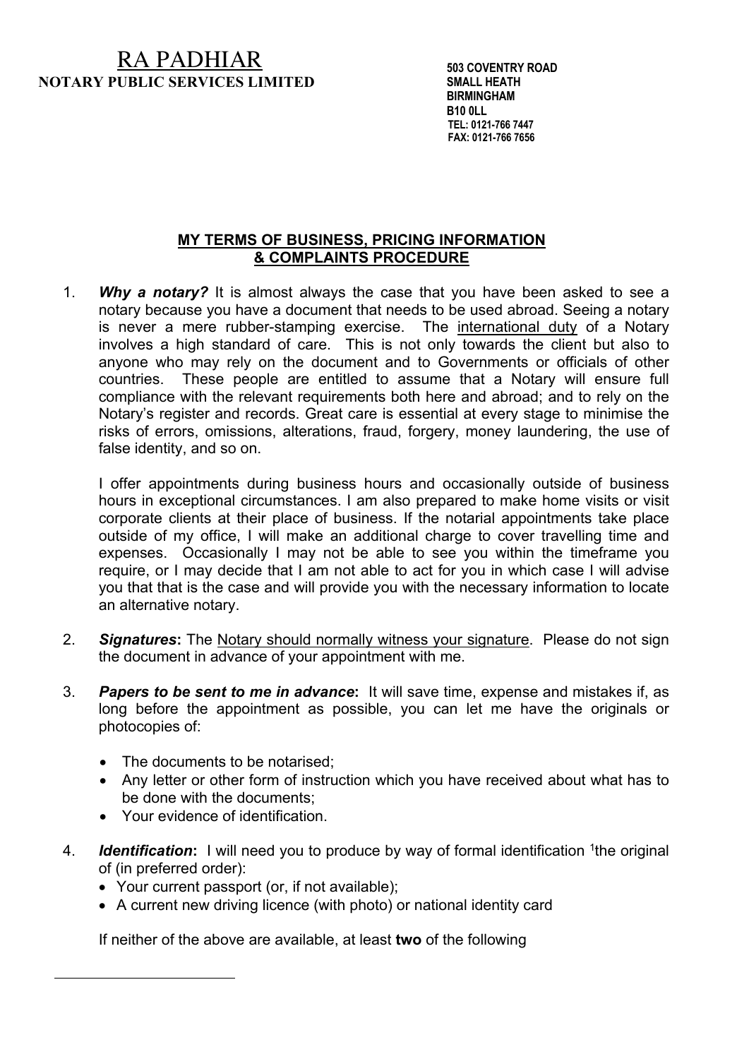# RA PADHIAR
**NOTARY PUBLIC SERVICES LIMITED**

**503 COVENTRY ROAD**
**SMALL HEATH**
**BIRMINGHAM**
**B10 0LL**
**TEL: 0121-766 7447**
**FAX: 0121-766 7656**

## MY TERMS OF BUSINESS, PRICING INFORMATION & COMPLAINTS PROCEDURE

1. ***Why a notary?*** It is almost always the case that you have been asked to see a notary because you have a document that needs to be used abroad. Seeing a notary is never a mere rubber-stamping exercise. The international duty of a Notary involves a high standard of care. This is not only towards the client but also to anyone who may rely on the document and to Governments or officials of other countries. These people are entitled to assume that a Notary will ensure full compliance with the relevant requirements both here and abroad; and to rely on the Notary's register and records. Great care is essential at every stage to minimise the risks of errors, omissions, alterations, fraud, forgery, money laundering, the use of false identity, and so on.

   I offer appointments during business hours and occasionally outside of business hours in exceptional circumstances. I am also prepared to make home visits or visit corporate clients at their place of business. If the notarial appointments take place outside of my office, I will make an additional charge to cover travelling time and expenses. Occasionally I may not be able to see you within the timeframe you require, or I may decide that I am not able to act for you in which case I will advise you that that is the case and will provide you with the necessary information to locate an alternative notary.

2. ***Signatures*:** The Notary should normally witness your signature. Please do not sign the document in advance of your appointment with me.

3. ***Papers to be sent to me in advance*:** It will save time, expense and mistakes if, as long before the appointment as possible, you can let me have the originals or photocopies of:

   - The documents to be notarised;
   - Any letter or other form of instruction which you have received about what has to be done with the documents;
   - Your evidence of identification.

4. ***Identification*:** I will need you to produce by way of formal identification [1]the original of (in preferred order):
   - Your current passport (or, if not available);
   - A current new driving licence (with photo) or national identity card

   If neither of the above are available, at least **two** of the following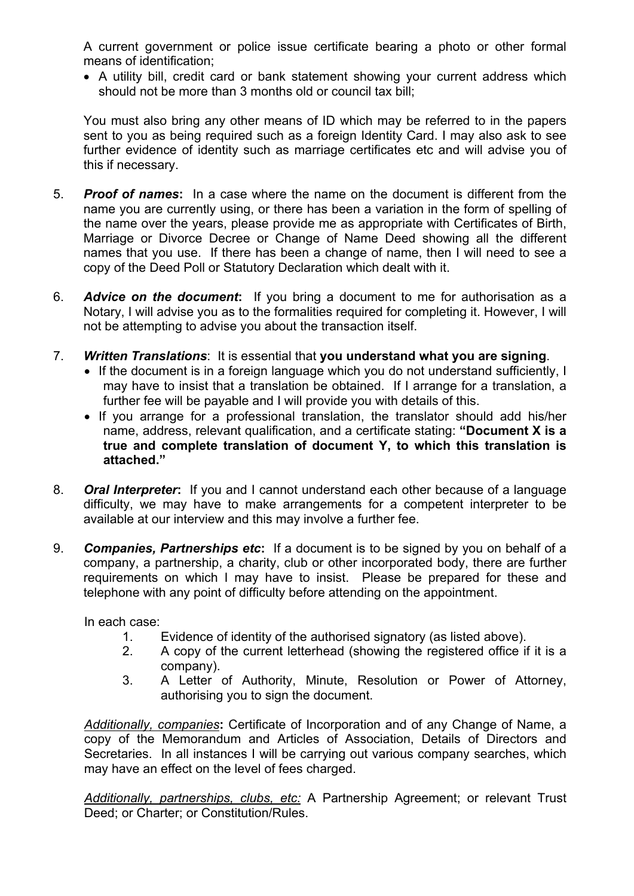A current government or police issue certificate bearing a photo or other formal means of identification;

- A utility bill, credit card or bank statement showing your current address which should not be more than 3 months old or council tax bill;

You must also bring any other means of ID which may be referred to in the papers sent to you as being required such as a foreign Identity Card. I may also ask to see further evidence of identity such as marriage certificates etc and will advise you of this if necessary.

5. ***Proof of names*:** In a case where the name on the document is different from the name you are currently using, or there has been a variation in the form of spelling of the name over the years, please provide me as appropriate with Certificates of Birth, Marriage or Divorce Decree or Change of Name Deed showing all the different names that you use. If there has been a change of name, then I will need to see a copy of the Deed Poll or Statutory Declaration which dealt with it.

6. ***Advice on the document*:** If you bring a document to me for authorisation as a Notary, I will advise you as to the formalities required for completing it. However, I will not be attempting to advise you about the transaction itself.

7. ***Written Translations***: It is essential that **you understand what you are signing**.
   - If the document is in a foreign language which you do not understand sufficiently, I may have to insist that a translation be obtained. If I arrange for a translation, a further fee will be payable and I will provide you with details of this.
   - If you arrange for a professional translation, the translator should add his/her name, address, relevant qualification, and a certificate stating: **"Document X is a true and complete translation of document Y, to which this translation is attached."**

8. ***Oral Interpreter*:** If you and I cannot understand each other because of a language difficulty, we may have to make arrangements for a competent interpreter to be available at our interview and this may involve a further fee.

9. ***Companies, Partnerships etc*:** If a document is to be signed by you on behalf of a company, a partnership, a charity, club or other incorporated body, there are further requirements on which I may have to insist. Please be prepared for these and telephone with any point of difficulty before attending on the appointment.

   In each case:
   1. Evidence of identity of the authorised signatory (as listed above).
   2. A copy of the current letterhead (showing the registered office if it is a company).
   3. A Letter of Authority, Minute, Resolution or Power of Attorney, authorising you to sign the document.

   *Additionally, companies***:** Certificate of Incorporation and of any Change of Name, a copy of the Memorandum and Articles of Association, Details of Directors and Secretaries. In all instances I will be carrying out various company searches, which may have an effect on the level of fees charged.

   *Additionally, partnerships, clubs, etc:* A Partnership Agreement; or relevant Trust Deed; or Charter; or Constitution/Rules.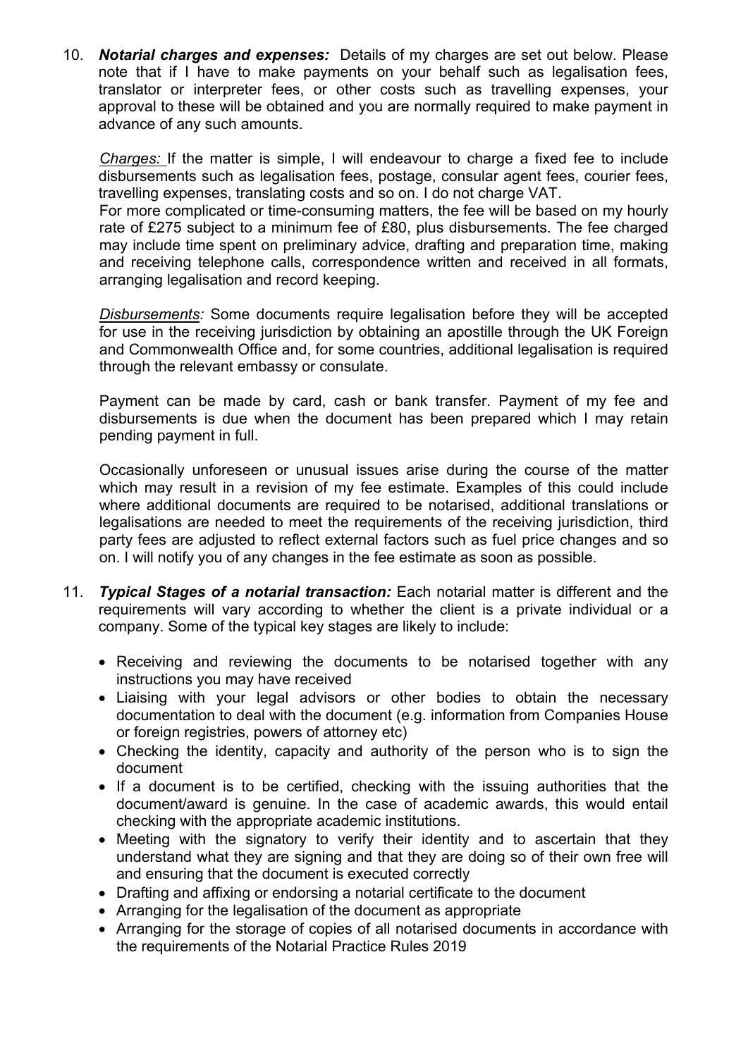10. ***Notarial charges and expenses:*** Details of my charges are set out below. Please note that if I have to make payments on your behalf such as legalisation fees, translator or interpreter fees, or other costs such as travelling expenses, your approval to these will be obtained and you are normally required to make payment in advance of any such amounts.

    *Charges:* If the matter is simple, I will endeavour to charge a fixed fee to include disbursements such as legalisation fees, postage, consular agent fees, courier fees, travelling expenses, translating costs and so on. I do not charge VAT.
    For more complicated or time-consuming matters, the fee will be based on my hourly rate of £275 subject to a minimum fee of £80, plus disbursements. The fee charged may include time spent on preliminary advice, drafting and preparation time, making and receiving telephone calls, correspondence written and received in all formats, arranging legalisation and record keeping.

    *Disbursements:* Some documents require legalisation before they will be accepted for use in the receiving jurisdiction by obtaining an apostille through the UK Foreign and Commonwealth Office and, for some countries, additional legalisation is required through the relevant embassy or consulate.

    Payment can be made by card, cash or bank transfer. Payment of my fee and disbursements is due when the document has been prepared which I may retain pending payment in full.

    Occasionally unforeseen or unusual issues arise during the course of the matter which may result in a revision of my fee estimate. Examples of this could include where additional documents are required to be notarised, additional translations or legalisations are needed to meet the requirements of the receiving jurisdiction, third party fees are adjusted to reflect external factors such as fuel price changes and so on. I will notify you of any changes in the fee estimate as soon as possible.

11. ***Typical Stages of a notarial transaction:*** Each notarial matter is different and the requirements will vary according to whether the client is a private individual or a company. Some of the typical key stages are likely to include:

    - Receiving and reviewing the documents to be notarised together with any instructions you may have received
    - Liaising with your legal advisors or other bodies to obtain the necessary documentation to deal with the document (e.g. information from Companies House or foreign registries, powers of attorney etc)
    - Checking the identity, capacity and authority of the person who is to sign the document
    - If a document is to be certified, checking with the issuing authorities that the document/award is genuine. In the case of academic awards, this would entail checking with the appropriate academic institutions.
    - Meeting with the signatory to verify their identity and to ascertain that they understand what they are signing and that they are doing so of their own free will and ensuring that the document is executed correctly
    - Drafting and affixing or endorsing a notarial certificate to the document
    - Arranging for the legalisation of the document as appropriate
    - Arranging for the storage of copies of all notarised documents in accordance with the requirements of the Notarial Practice Rules 2019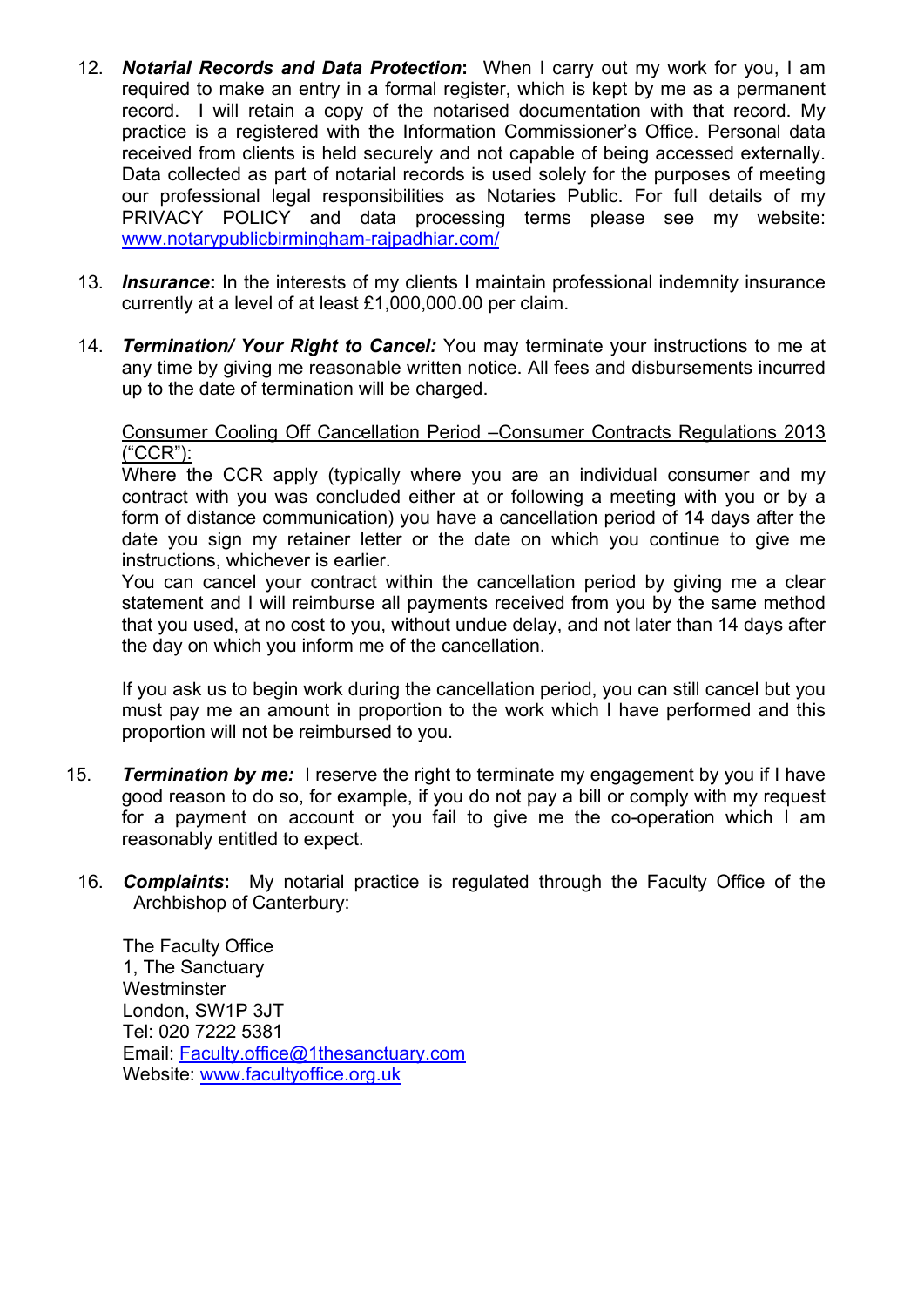12. ***Notarial Records and Data Protection*:** When I carry out my work for you, I am required to make an entry in a formal register, which is kept by me as a permanent record. I will retain a copy of the notarised documentation with that record. My practice is a registered with the Information Commissioner's Office. Personal data received from clients is held securely and not capable of being accessed externally. Data collected as part of notarial records is used solely for the purposes of meeting our professional legal responsibilities as Notaries Public. For full details of my PRIVACY POLICY and data processing terms please see my website: [www.notarypublicbirmingham-rajpadhiar.com/](www.notarypublicbirmingham-rajpadhiar.com/)

13. ***Insurance*:** In the interests of my clients I maintain professional indemnity insurance currently at a level of at least £1,000,000.00 per claim.

14. ***Termination/ Your Right to Cancel:*** You may terminate your instructions to me at any time by giving me reasonable written notice. All fees and disbursements incurred up to the date of termination will be charged.

    <u>Consumer Cooling Off Cancellation Period –Consumer Contracts Regulations 2013 ("CCR"):</u>
    Where the CCR apply (typically where you are an individual consumer and my contract with you was concluded either at or following a meeting with you or by a form of distance communication) you have a cancellation period of 14 days after the date you sign my retainer letter or the date on which you continue to give me instructions, whichever is earlier.
    You can cancel your contract within the cancellation period by giving me a clear statement and I will reimburse all payments received from you by the same method that you used, at no cost to you, without undue delay, and not later than 14 days after the day on which you inform me of the cancellation.

    If you ask us to begin work during the cancellation period, you can still cancel but you must pay me an amount in proportion to the work which I have performed and this proportion will not be reimbursed to you.

15. ***Termination by me:*** I reserve the right to terminate my engagement by you if I have good reason to do so, for example, if you do not pay a bill or comply with my request for a payment on account or you fail to give me the co-operation which I am reasonably entitled to expect.

16. ***Complaints*:** My notarial practice is regulated through the Faculty Office of the Archbishop of Canterbury:

    The Faculty Office
    1, The Sanctuary
    Westminster
    London, SW1P 3JT
    Tel: 020 7222 5381
    Email: [Faculty.office@1thesanctuary.com](mailto:Faculty.office@1thesanctuary.com)
    Website: [www.facultyoffice.org.uk](www.facultyoffice.org.uk)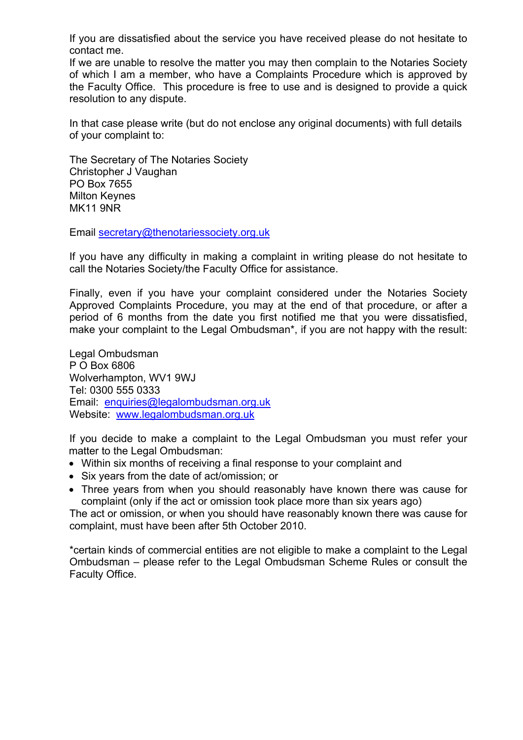If you are dissatisfied about the service you have received please do not hesitate to contact me.

If we are unable to resolve the matter you may then complain to the Notaries Society of which I am a member, who have a Complaints Procedure which is approved by the Faculty Office. This procedure is free to use and is designed to provide a quick resolution to any dispute.

In that case please write (but do not enclose any original documents) with full details of your complaint to:

The Secretary of The Notaries Society  
Christopher J Vaughan  
PO Box 7655  
Milton Keynes  
MK11 9NR

Email secretary@thenotariessociety.org.uk

If you have any difficulty in making a complaint in writing please do not hesitate to call the Notaries Society/the Faculty Office for assistance.

Finally, even if you have your complaint considered under the Notaries Society Approved Complaints Procedure, you may at the end of that procedure, or after a period of 6 months from the date you first notified me that you were dissatisfied, make your complaint to the Legal Ombudsman*, if you are not happy with the result:

Legal Ombudsman  
P O Box 6806  
Wolverhampton, WV1 9WJ  
Tel: 0300 555 0333  
Email: enquiries@legalombudsman.org.uk  
Website: www.legalombudsman.org.uk

If you decide to make a complaint to the Legal Ombudsman you must refer your matter to the Legal Ombudsman:

- Within six months of receiving a final response to your complaint and
- Six years from the date of act/omission; or
- Three years from when you should reasonably have known there was cause for complaint (only if the act or omission took place more than six years ago)

The act or omission, or when you should have reasonably known there was cause for complaint, must have been after 5th October 2010.

*certain kinds of commercial entities are not eligible to make a complaint to the Legal Ombudsman – please refer to the Legal Ombudsman Scheme Rules or consult the Faculty Office.